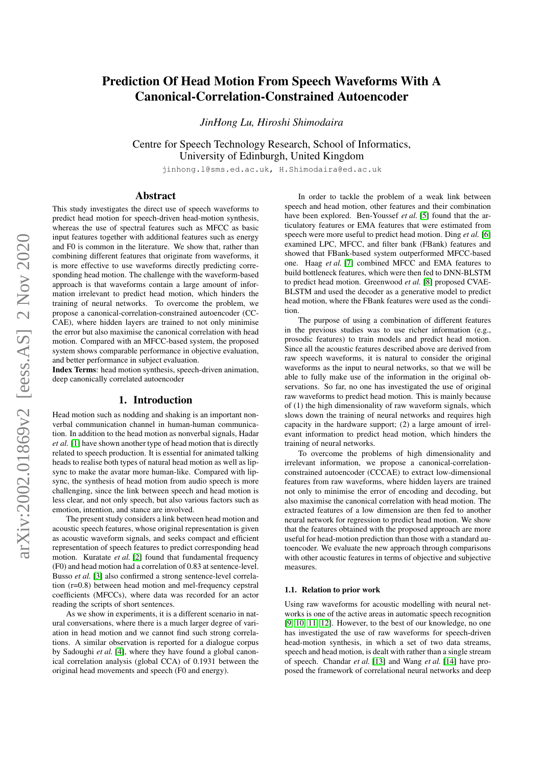# Prediction Of Head Motion From Speech Waveforms With A Canonical-Correlation-Constrained Autoencoder

*JinHong Lu, Hiroshi Shimodaira*

Centre for Speech Technology Research, School of Informatics, University of Edinburgh, United Kingdom

jinhong.l@sms.ed.ac.uk, H.Shimodaira@ed.ac.uk

## Abstract

This study investigates the direct use of speech waveforms to predict head motion for speech-driven head-motion synthesis, whereas the use of spectral features such as MFCC as basic input features together with additional features such as energy and F0 is common in the literature. We show that, rather than combining different features that originate from waveforms, it is more effective to use waveforms directly predicting corresponding head motion. The challenge with the waveform-based approach is that waveforms contain a large amount of information irrelevant to predict head motion, which hinders the training of neural networks. To overcome the problem, we propose a canonical-correlation-constrained autoencoder (CCCAE), where hidden layers are trained to not only minimise the error but also maximise the canonical correlation with head motion. Compared with an MFCC-based system, the proposed system shows comparable performance in objective evaluation, and better performance in subject evaluation.

**Index Terms**: head motion synthesis, speech-driven animation, deep canonically correlated autoencoder

## 1. Introduction

Head motion such as nodding and shaking is an important non-verbal communication channel in human-human communication. In addition to the head motion as nonverbal signals, Hadar *et al.* [1] have shown another type of head motion that is directly related to speech production. It is essential for animated talking heads to realise both types of natural head motion as well as lip-sync to make the avatar more human-like. Compared with lip-sync, the synthesis of head motion from audio speech is more challenging, since the link between speech and head motion is less clear, and not only speech, but also various factors such as emotion, intention, and stance are involved.

The present study considers a link between head motion and acoustic speech features, whose original representation is given as acoustic waveform signals, and seeks compact and efficient representation of speech features to predict corresponding head motion. Kuratate *et al.* [2] found that fundamental frequency (F0) and head motion had a correlation of 0.83 at sentence-level. Busso *et al.* [3] also confirmed a strong sentence-level correlation (r=0.8) between head motion and mel-frequency cepstral coefficients (MFCCs), where data was recorded for an actor reading the scripts of short sentences.

As we show in experiments, it is a different scenario in natural conversations, where there is a much larger degree of variation in head motion and we cannot find such strong correlations. A similar observation is reported for a dialogue corpus by Sadoughi *et al.* [4], where they have found a global canonical correlation analysis (global CCA) of 0.1931 between the original head movements and speech (F0 and energy).

In order to tackle the problem of a weak link between speech and head motion, other features and their combination have been explored. Ben-Youssef *et al.* [5] found that the articulatory features or EMA features that were estimated from speech were more useful to predict head motion. Ding *et al.* [6] examined LPC, MFCC, and filter bank (FBank) features and showed that FBank-based system outperformed MFCC-based one. Haag *et al.* [7] combined MFCC and EMA features to build bottleneck features, which were then fed to DNN-BLSTM to predict head motion. Greenwood *et al.* [8] proposed CVAE-BLSTM and used the decoder as a generative model to predict head motion, where the FBank features were used as the condition.

The purpose of using a combination of different features in the previous studies was to use richer information (e.g., prosodic features) to train models and predict head motion. Since all the acoustic features described above are derived from raw speech waveforms, it is natural to consider the original waveforms as the input to neural networks, so that we will be able to fully make use of the information in the original observations. So far, no one has investigated the use of original raw waveforms to predict head motion. This is mainly because of (1) the high dimensionality of raw waveform signals, which slows down the training of neural networks and requires high capacity in the hardware support; (2) a large amount of irrelevant information to predict head motion, which hinders the training of neural networks.

To overcome the problems of high dimensionality and irrelevant information, we propose a canonical-correlation-constrained autoencoder (CCCAE) to extract low-dimensional features from raw waveforms, where hidden layers are trained not only to minimise the error of encoding and decoding, but also maximise the canonical correlation with head motion. The extracted features of a low dimension are then fed to another neural network for regression to predict head motion. We show that the features obtained with the proposed approach are more useful for head-motion prediction than those with a standard autoencoder. We evaluate the new approach through comparisons with other acoustic features in terms of objective and subjective measures.

### 1.1. Relation to prior work

Using raw waveforms for acoustic modelling with neural networks is one of the active areas in automatic speech recognition [9, 10, 11, 12]. However, to the best of our knowledge, no one has investigated the use of raw waveforms for speech-driven head-motion synthesis, in which a set of two data streams, speech and head motion, is dealt with rather than a single stream of speech. Chandar *et al.* [13] and Wang *et al.* [14] have proposed the framework of correlational neural networks and deep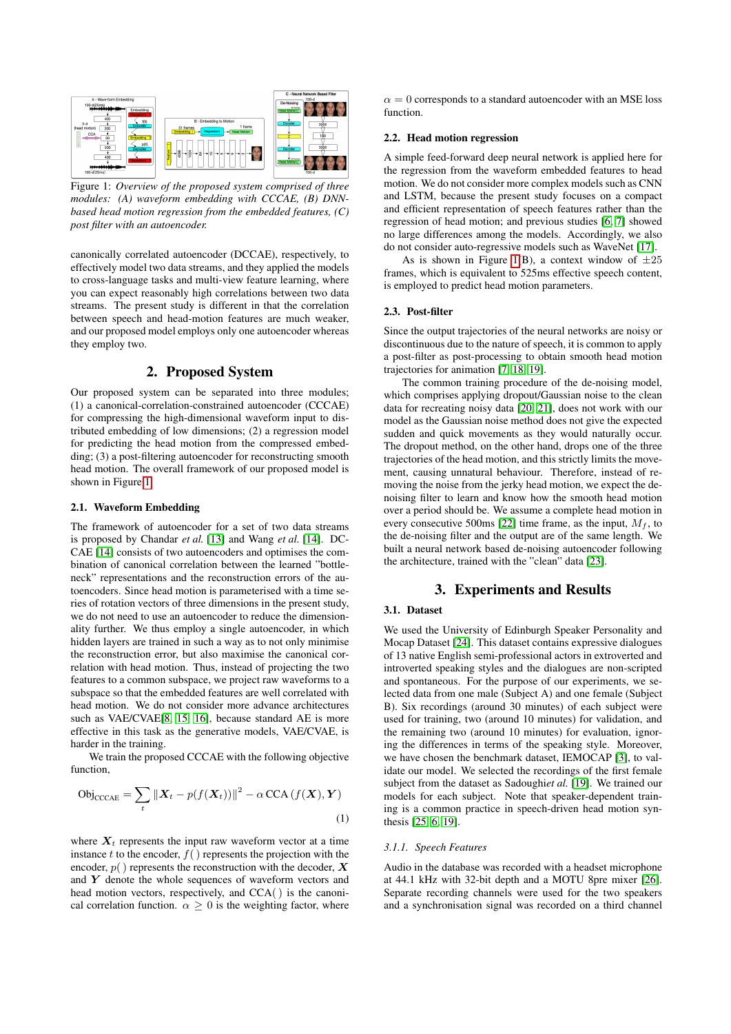Figure 1: *Overview of the proposed system comprised of three modules: (A) waveform embedding with CCCAE, (B) DNN-based head motion regression from the embedded features, (C) post filter with an autoencoder.*

canonically correlated autoencoder (DCCAE), respectively, to effectively model two data streams, and they applied the models to cross-language tasks and multi-view feature learning, where you can expect reasonably high correlations between two data streams. The present study is different in that the correlation between speech and head-motion features are much weaker, and our proposed model employs only one autoencoder whereas they employ two.

## 2. Proposed System

Our proposed system can be separated into three modules; (1) a canonical-correlation-constrained autoencoder (CCCAE) for compressing the high-dimensional waveform input to distributed embedding of low dimensions; (2) a regression model for predicting the head motion from the compressed embedding; (3) a post-filtering autoencoder for reconstructing smooth head motion. The overall framework of our proposed model is shown in Figure 1.

### 2.1. Waveform Embedding

The framework of autoencoder for a set of two data streams is proposed by Chandar *et al.* [13] and Wang *et al.* [14]. DCCAE [14] consists of two autoencoders and optimises the combination of canonical correlation between the learned "bottle-neck" representations and the reconstruction errors of the autoencoders. Since head motion is parameterised with a time series of rotation vectors of three dimensions in the present study, we do not need to use an autoencoder to reduce the dimensionality further. We thus employ a single autoencoder, in which hidden layers are trained in such a way as to not only minimise the reconstruction error, but also maximise the canonical correlation with head motion. Thus, instead of projecting the two features to a common subspace, we project raw waveforms to a subspace so that the embedded features are well correlated with head motion. We do not consider more advance architectures such as VAE/CVAE[8, 15, 16], because standard AE is more effective in this task as the generative models, VAE/CVAE, is harder in the training.

We train the proposed CCCAE with the following objective function,

$$\text{Obj}_{\text{CCCAE}} = \sum_t \|\boldsymbol{X}_t - p(f(\boldsymbol{X}_t))\|^2 - \alpha \, \text{CCA}\left(f(\boldsymbol{X}), \boldsymbol{Y}\right) \tag{1}$$

where $\boldsymbol{X}_t$ represents the input raw waveform vector at a time instance $t$ to the encoder, $f()$ represents the projection with the encoder, $p()$ represents the reconstruction with the decoder, $\boldsymbol{X}$ and $\boldsymbol{Y}$ denote the whole sequences of waveform vectors and head motion vectors, respectively, and CCA( ) is the canonical correlation function. $\alpha \geq 0$ is the weighting factor, where $\alpha = 0$ corresponds to a standard autoencoder with an MSE loss function.

### 2.2. Head motion regression

A simple feed-forward deep neural network is applied here for the regression from the waveform embedded features to head motion. We do not consider more complex models such as CNN and LSTM, because the present study focuses on a compact and efficient representation of speech features rather than the regression of head motion; and previous studies [6, 7] showed no large differences among the models. Accordingly, we also do not consider auto-regressive models such as WaveNet [17].

As is shown in Figure 1(B), a context window of $\pm 25$ frames, which is equivalent to 525ms effective speech content, is employed to predict head motion parameters.

### 2.3. Post-filter

Since the output trajectories of the neural networks are noisy or discontinuous due to the nature of speech, it is common to apply a post-filter as post-processing to obtain smooth head motion trajectories for animation [7, 18, 19].

The common training procedure of the de-noising model, which comprises applying dropout/Gaussian noise to the clean data for recreating noisy data [20, 21], does not work with our model as the Gaussian noise method does not give the expected sudden and quick movements as they would naturally occur. The dropout method, on the other hand, drops one of the three trajectories of the head motion, and this strictly limits the movement, causing unnatural behaviour. Therefore, instead of removing the noise from the jerky head motion, we expect the de-noising filter to learn and know how the smooth head motion over a period should be. We assume a complete head motion in every consecutive 500ms [22] time frame, as the input, $M_f$, to the de-noising filter and the output are of the same length. We built a neural network based de-noising autoencoder following the architecture, trained with the "clean" data [23].

## 3. Experiments and Results

### 3.1. Dataset

We used the University of Edinburgh Speaker Personality and Mocap Dataset [24]. This dataset contains expressive dialogues of 13 native English semi-professional actors in extroverted and introverted speaking styles and the dialogues are non-scripted and spontaneous. For the purpose of our experiments, we selected data from one male (Subject A) and one female (Subject B). Six recordings (around 30 minutes) of each subject were used for training, two (around 10 minutes) for validation, and the remaining two (around 10 minutes) for evaluation, ignoring the differences in terms of the speaking style. Moreover, we have chosen the benchmark dataset, IEMOCAP [3], to validate our model. We selected the recordings of the first female subject from the dataset as Sadoughi*et al.* [19]. We trained our models for each subject. Note that speaker-dependent training is a common practice in speech-driven head motion synthesis [25, 6, 19].

#### 3.1.1. Speech Features

Audio in the database was recorded with a headset microphone at 44.1 kHz with 32-bit depth and a MOTU 8pre mixer [26]. Separate recording channels were used for the two speakers and a synchronisation signal was recorded on a third channel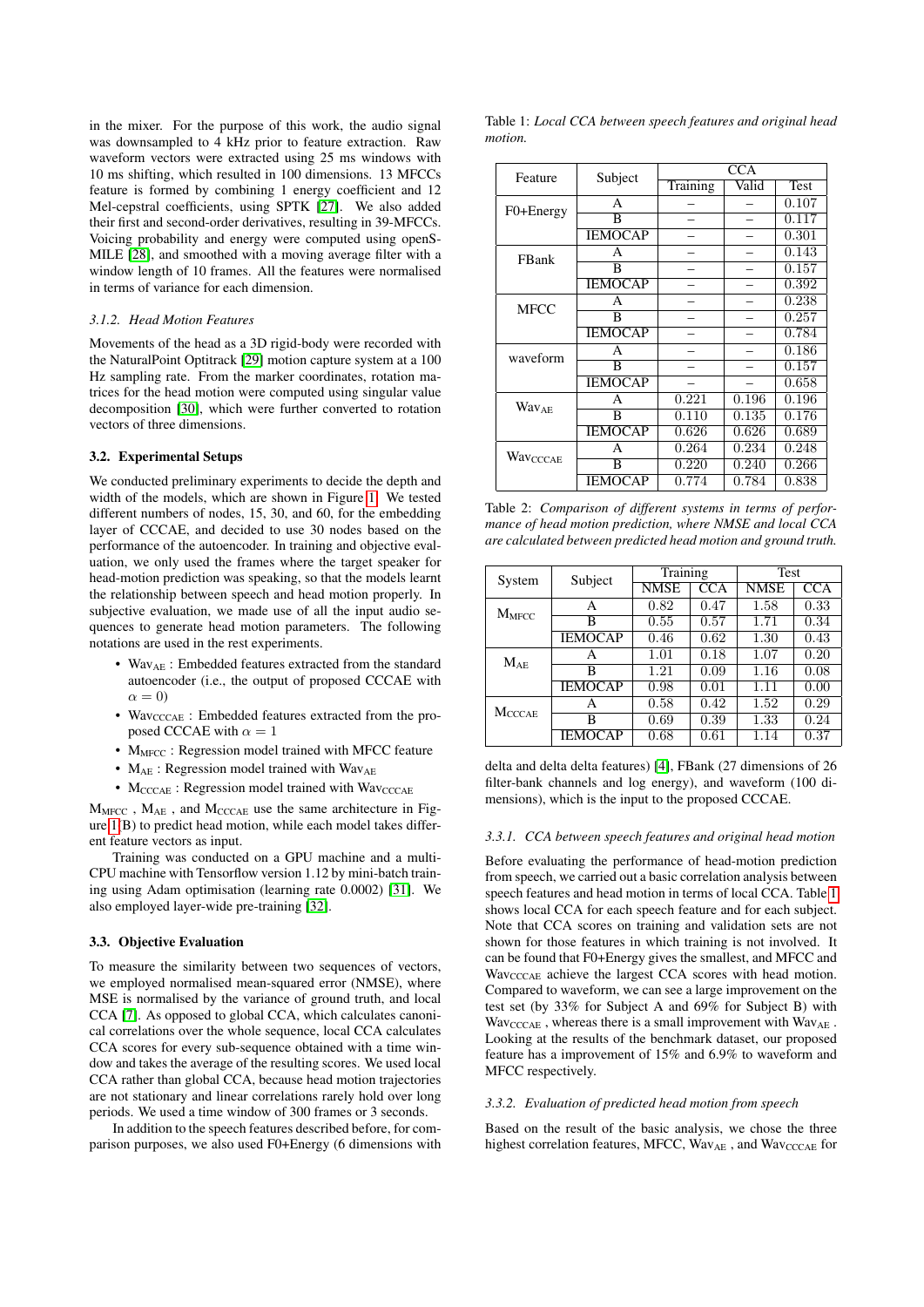in the mixer. For the purpose of this work, the audio signal was downsampled to 4 kHz prior to feature extraction. Raw waveform vectors were extracted using 25 ms windows with 10 ms shifting, which resulted in 100 dimensions. 13 MFCCs feature is formed by combining 1 energy coefficient and 12 Mel-cepstral coefficients, using SPTK [27]. We also added their first and second-order derivatives, resulting in 39-MFCCs. Voicing probability and energy were computed using openSMILE [28], and smoothed with a moving average filter with a window length of 10 frames. All the features were normalised in terms of variance for each dimension.

#### 3.1.2. Head Motion Features

Movements of the head as a 3D rigid-body were recorded with the NaturalPoint Optitrack [29] motion capture system at a 100 Hz sampling rate. From the marker coordinates, rotation matrices for the head motion were computed using singular value decomposition [30], which were further converted to rotation vectors of three dimensions.

### 3.2. Experimental Setups

We conducted preliminary experiments to decide the depth and width of the models, which are shown in Figure 1. We tested different numbers of nodes, 15, 30, and 60, for the embedding layer of CCCAE, and decided to use 30 nodes based on the performance of the autoencoder. In training and objective evaluation, we only used the frames where the target speaker for head-motion prediction was speaking, so that the models learnt the relationship between speech and head motion properly. In subjective evaluation, we made use of all the input audio sequences to generate head motion parameters. The following notations are used in the rest experiments.

- $\mathrm{Wav_{AE}}$ : Embedded features extracted from the standard autoencoder (i.e., the output of proposed CCCAE with $\alpha = 0$)
- $\mathrm{Wav_{CCCAE}}$ : Embedded features extracted from the proposed CCCAE with $\alpha = 1$
- $\mathrm{M_{MFCC}}$ : Regression model trained with MFCC feature
- $\mathrm{M_{AE}}$ : Regression model trained with $\mathrm{Wav_{AE}}$
- $\mathrm{M_{CCCAE}}$ : Regression model trained with $\mathrm{Wav_{CCCAE}}$

$\mathrm{M_{MFCC}}$ , $\mathrm{M_{AE}}$ , and $\mathrm{M_{CCCAE}}$ use the same architecture in Figure 1(B) to predict head motion, while each model takes different feature vectors as input.

Training was conducted on a GPU machine and a multi-CPU machine with Tensorflow version 1.12 by mini-batch training using Adam optimisation (learning rate 0.0002) [31]. We also employed layer-wide pre-training [32].

### 3.3. Objective Evaluation

To measure the similarity between two sequences of vectors, we employed normalised mean-squared error (NMSE), where MSE is normalised by the variance of ground truth, and local CCA [7]. As opposed to global CCA, which calculates canonical correlations over the whole sequence, local CCA calculates CCA scores for every sub-sequence obtained with a time window and takes the average of the resulting scores. We used local CCA rather than global CCA, because head motion trajectories are not stationary and linear correlations rarely hold over long periods. We used a time window of 300 frames or 3 seconds.

In addition to the speech features described before, for comparison purposes, we also used F0+Energy (6 dimensions with delta and delta delta features) [4], FBank (27 dimensions of 26 filter-bank channels and log energy), and waveform (100 dimensions), which is the input to the proposed CCCAE.

Table 1: *Local CCA between speech features and original head motion.*

| Feature | Subject | CCA | | |
|---|---|---|---|---|
| | | Training | Valid | Test |
| F0+Energy | A | – | – | 0.107 |
| | B | – | – | 0.117 |
| | IEMOCAP | – | – | 0.301 |
| FBank | A | – | – | 0.143 |
| | B | – | – | 0.157 |
| | IEMOCAP | – | – | 0.392 |
| MFCC | A | – | – | 0.238 |
| | B | – | – | 0.257 |
| | IEMOCAP | – | – | 0.784 |
| waveform | A | – | – | 0.186 |
| | B | – | – | 0.157 |
| | IEMOCAP | – | – | 0.658 |
| $\mathrm{Wav_{AE}}$ | A | 0.221 | 0.196 | 0.196 |
| | B | 0.110 | 0.135 | 0.176 |
| | IEMOCAP | 0.626 | 0.626 | 0.689 |
| $\mathrm{Wav_{CCCAE}}$ | A | 0.264 | 0.234 | 0.248 |
| | B | 0.220 | 0.240 | 0.266 |
| | IEMOCAP | 0.774 | 0.784 | 0.838 |

Table 2: *Comparison of different systems in terms of performance of head motion prediction, where NMSE and local CCA are calculated between predicted head motion and ground truth.*

| System | Subject | Training | | Test | |
|---|---|---|---|---|---|
| | | NMSE | CCA | NMSE | CCA |
| $\mathrm{M_{MFCC}}$ | A | 0.82 | 0.47 | 1.58 | 0.33 |
| | B | 0.55 | 0.57 | 1.71 | 0.34 |
| | IEMOCAP | 0.46 | 0.62 | 1.30 | 0.43 |
| $\mathrm{M_{AE}}$ | A | 1.01 | 0.18 | 1.07 | 0.20 |
| | B | 1.21 | 0.09 | 1.16 | 0.08 |
| | IEMOCAP | 0.98 | 0.01 | 1.11 | 0.00 |
| $\mathrm{M_{CCCAE}}$ | A | 0.58 | 0.42 | 1.52 | 0.29 |
| | B | 0.69 | 0.39 | 1.33 | 0.24 |
| | IEMOCAP | 0.68 | 0.61 | 1.14 | 0.37 |

#### 3.3.1. CCA between speech features and original head motion

Before evaluating the performance of head-motion prediction from speech, we carried out a basic correlation analysis between speech features and head motion in terms of local CCA. Table 1 shows local CCA for each speech feature and for each subject. Note that CCA scores on training and validation sets are not shown for those features in which training is not involved. It can be found that F0+Energy gives the smallest, and MFCC and $\mathrm{Wav_{CCCAE}}$ achieve the largest CCA scores with head motion. Compared to waveform, we can see a large improvement on the test set (by 33% for Subject A and 69% for Subject B) with $\mathrm{Wav_{CCCAE}}$ , whereas there is a small improvement with $\mathrm{Wav_{AE}}$ . Looking at the results of the benchmark dataset, our proposed feature has a improvement of 15% and 6.9% to waveform and MFCC respectively.

#### 3.3.2. Evaluation of predicted head motion from speech

Based on the result of the basic analysis, we chose the three highest correlation features, MFCC, $\mathrm{Wav_{AE}}$ , and $\mathrm{Wav_{CCCAE}}$ for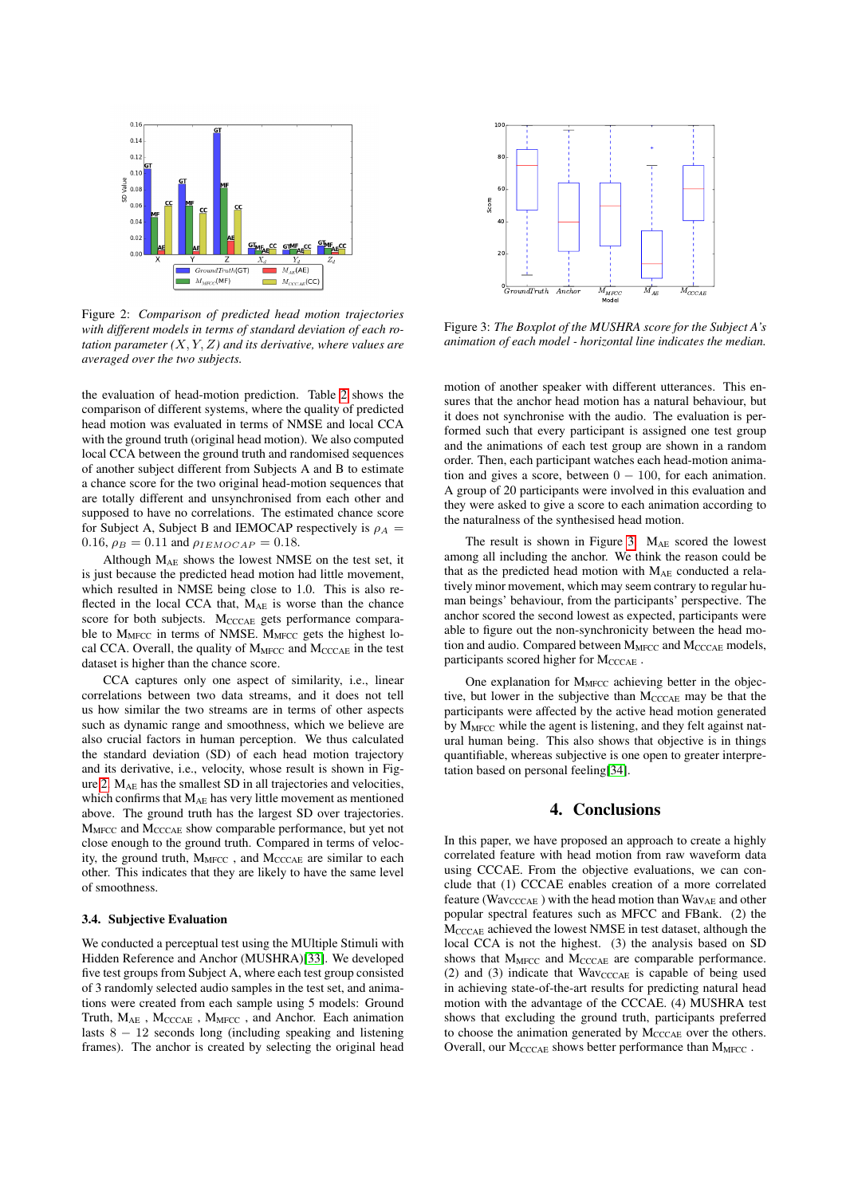Figure 2: *Comparison of predicted head motion trajectories with different models in terms of standard deviation of each rotation parameter $(X, Y, Z)$ and its derivative, where values are averaged over the two subjects.*

the evaluation of head-motion prediction. Table 2 shows the comparison of different systems, where the quality of predicted head motion was evaluated in terms of NMSE and local CCA with the ground truth (original head motion). We also computed local CCA between the ground truth and randomised sequences of another subject different from Subjects A and B to estimate a chance score for the two original head-motion sequences that are totally different and unsynchronised from each other and supposed to have no correlations. The estimated chance score for Subject A, Subject B and IEMOCAP respectively is $\rho_A = 0.16$, $\rho_B = 0.11$ and $\rho_{IEMOCAP} = 0.18$.

Although $M_{AE}$ shows the lowest NMSE on the test set, it is just because the predicted head motion had little movement, which resulted in NMSE being close to 1.0. This is also reflected in the local CCA that, $M_{AE}$ is worse than the chance score for both subjects. $M_{CCCAE}$ gets performance comparable to $M_{MFCC}$ in terms of NMSE. $M_{MFCC}$ gets the highest local CCA. Overall, the quality of $M_{MFCC}$ and $M_{CCCAE}$ in the test dataset is higher than the chance score.

CCA captures only one aspect of similarity, i.e., linear correlations between two data streams, and it does not tell us how similar the two streams are in terms of other aspects such as dynamic range and smoothness, which we believe are also crucial factors in human perception. We thus calculated the standard deviation (SD) of each head motion trajectory and its derivative, i.e., velocity, whose result is shown in Figure 2. $M_{AE}$ has the smallest SD in all trajectories and velocities, which confirms that $M_{AE}$ has very little movement as mentioned above. The ground truth has the largest SD over trajectories. $M_{MFCC}$ and $M_{CCCAE}$ show comparable performance, but yet not close enough to the ground truth. Compared in terms of velocity, the ground truth, $M_{MFCC}$ , and $M_{CCCAE}$ are similar to each other. This indicates that they are likely to have the same level of smoothness.

### 3.4. Subjective Evaluation

We conducted a perceptual test using the MUltiple Stimuli with Hidden Reference and Anchor (MUSHRA)[33]. We developed five test groups from Subject A, where each test group consisted of 3 randomly selected audio samples in the test set, and animations were created from each sample using 5 models: Ground Truth, $M_{AE}$ , $M_{CCCAE}$ , $M_{MFCC}$ , and Anchor. Each animation lasts $8 - 12$ seconds long (including speaking and listening frames). The anchor is created by selecting the original head motion of another speaker with different utterances. This ensures that the anchor head motion has a natural behaviour, but it does not synchronise with the audio. The evaluation is performed such that every participant is assigned one test group and the animations of each test group are shown in a random order. Then, each participant watches each head-motion animation and gives a score, between $0 - 100$, for each animation. A group of 20 participants were involved in this evaluation and they were asked to give a score to each animation according to the naturalness of the synthesised head motion.

Figure 3: *The Boxplot of the MUSHRA score for the Subject A's animation of each model - horizontal line indicates the median.*

The result is shown in Figure 3. $M_{AE}$ scored the lowest among all including the anchor. We think the reason could be that as the predicted head motion with $M_{AE}$ conducted a relatively minor movement, which may seem contrary to regular human beings' behaviour, from the participants' perspective. The anchor scored the second lowest as expected, participants were able to figure out the non-synchronicity between the head motion and audio. Compared between $M_{MFCC}$ and $M_{CCCAE}$ models, participants scored higher for $M_{CCCAE}$ .

One explanation for $M_{MFCC}$ achieving better in the objective, but lower in the subjective than $M_{CCCAE}$ may be that the participants were affected by the active head motion generated by $M_{MFCC}$ while the agent is listening, and they felt against natural human being. This also shows that objective is in things quantifiable, whereas subjective is one open to greater interpretation based on personal feeling[34].

## 4. Conclusions

In this paper, we have proposed an approach to create a highly correlated feature with head motion from raw waveform data using CCCAE. From the objective evaluations, we can conclude that (1) CCCAE enables creation of a more correlated feature ($Wav_{CCCAE}$ ) with the head motion than $Wav_{AE}$ and other popular spectral features such as MFCC and FBank. (2) the $M_{CCCAE}$ achieved the lowest NMSE in test dataset, although the local CCA is not the highest. (3) the analysis based on SD shows that $M_{MFCC}$ and $M_{CCCAE}$ are comparable performance. (2) and (3) indicate that $Wav_{CCCAE}$ is capable of being used in achieving state-of-the-art results for predicting natural head motion with the advantage of the CCCAE. (4) MUSHRA test shows that excluding the ground truth, participants preferred to choose the animation generated by $M_{CCCAE}$ over the others. Overall, our $M_{CCCAE}$ shows better performance than $M_{MFCC}$ .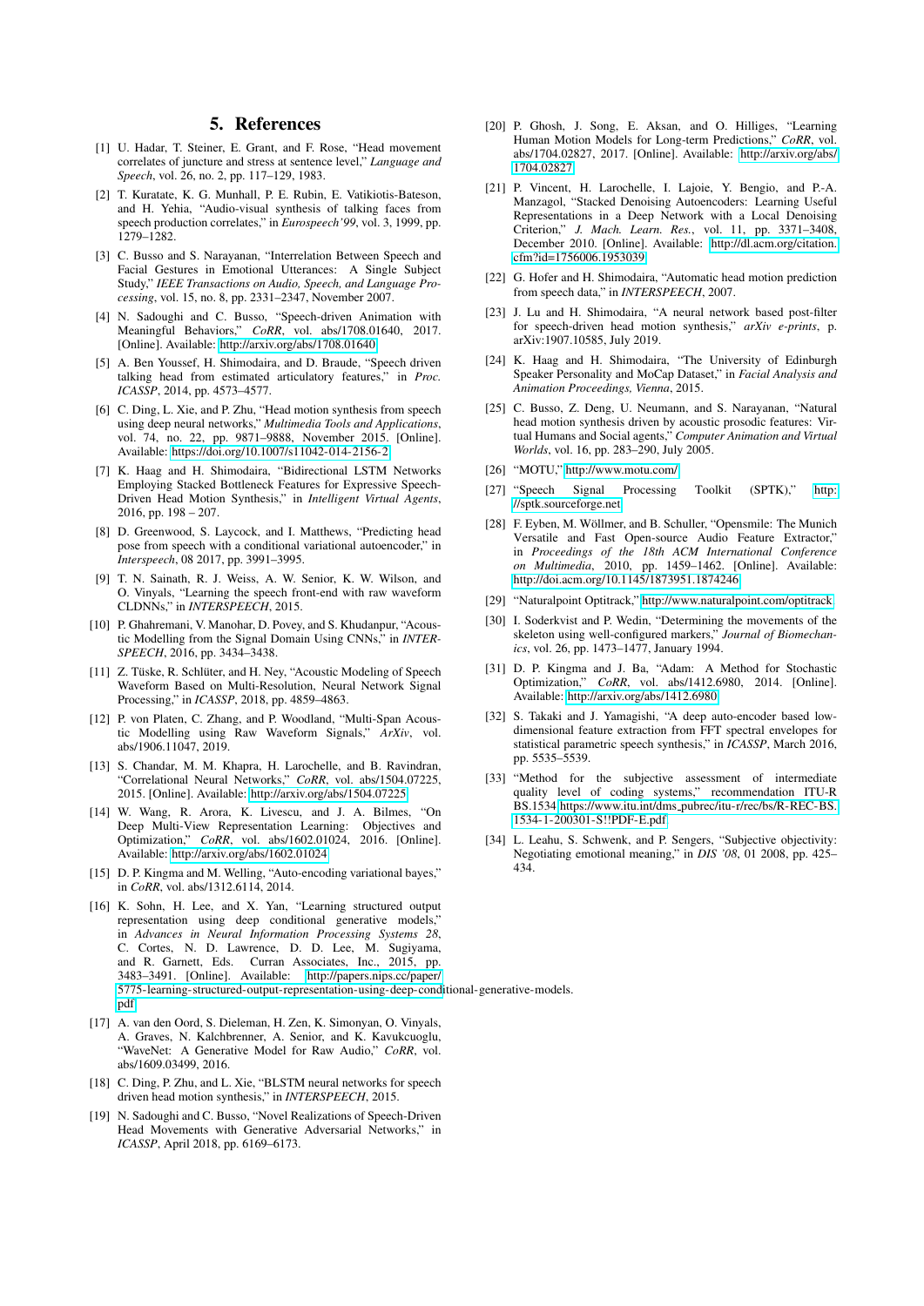# 5. References

[1] U. Hadar, T. Steiner, E. Grant, and F. Rose, "Head movement correlates of juncture and stress at sentence level," *Language and Speech*, vol. 26, no. 2, pp. 117–129, 1983.

[2] T. Kuratate, K. G. Munhall, P. E. Rubin, E. Vatikiotis-Bateson, and H. Yehia, "Audio-visual synthesis of talking faces from speech production correlates," in *Eurospeech'99*, vol. 3, 1999, pp. 1279–1282.

[3] C. Busso and S. Narayanan, "Interrelation Between Speech and Facial Gestures in Emotional Utterances: A Single Subject Study," *IEEE Transactions on Audio, Speech, and Language Processing*, vol. 15, no. 8, pp. 2331–2347, November 2007.

[4] N. Sadoughi and C. Busso, "Speech-driven Animation with Meaningful Behaviors," *CoRR*, vol. abs/1708.01640, 2017. [Online]. Available: http://arxiv.org/abs/1708.01640

[5] A. Ben Youssef, H. Shimodaira, and D. Braude, "Speech driven talking head from estimated articulatory features," in *Proc. ICASSP*, 2014, pp. 4573–4577.

[6] C. Ding, L. Xie, and P. Zhu, "Head motion synthesis from speech using deep neural networks," *Multimedia Tools and Applications*, vol. 74, no. 22, pp. 9871–9888, November 2015. [Online]. Available: https://doi.org/10.1007/s11042-014-2156-2

[7] K. Haag and H. Shimodaira, "Bidirectional LSTM Networks Employing Stacked Bottleneck Features for Expressive Speech-Driven Head Motion Synthesis," in *Intelligent Virtual Agents*, 2016, pp. 198 – 207.

[8] D. Greenwood, S. Laycock, and I. Matthews, "Predicting head pose from speech with a conditional variational autoencoder," in *Interspeech*, 08 2017, pp. 3991–3995.

[9] T. N. Sainath, R. J. Weiss, A. W. Senior, K. W. Wilson, and O. Vinyals, "Learning the speech front-end with raw waveform CLDNNs," in *INTERSPEECH*, 2015.

[10] P. Ghahremani, V. Manohar, D. Povey, and S. Khudanpur, "Acoustic Modelling from the Signal Domain Using CNNs," in *INTERSPEECH*, 2016, pp. 3434–3438.

[11] Z. Tüske, R. Schlüter, and H. Ney, "Acoustic Modeling of Speech Waveform Based on Multi-Resolution, Neural Network Signal Processing," in *ICASSP*, 2018, pp. 4859–4863.

[12] P. von Platen, C. Zhang, and P. Woodland, "Multi-Span Acoustic Modelling using Raw Waveform Signals," *ArXiv*, vol. abs/1906.11047, 2019.

[13] S. Chandar, M. M. Khapra, H. Larochelle, and B. Ravindran, "Correlational Neural Networks," *CoRR*, vol. abs/1504.07225, 2015. [Online]. Available: http://arxiv.org/abs/1504.07225

[14] W. Wang, R. Arora, K. Livescu, and J. A. Bilmes, "On Deep Multi-View Representation Learning: Objectives and Optimization," *CoRR*, vol. abs/1602.01024, 2016. [Online]. Available: http://arxiv.org/abs/1602.01024

[15] D. P. Kingma and M. Welling, "Auto-encoding variational bayes," in *CoRR*, vol. abs/1312.6114, 2014.

[16] K. Sohn, H. Lee, and X. Yan, "Learning structured output representation using deep conditional generative models," in *Advances in Neural Information Processing Systems 28*, C. Cortes, N. D. Lawrence, D. D. Lee, M. Sugiyama, and R. Garnett, Eds. Curran Associates, Inc., 2015, pp. 3483–3491. [Online]. Available: http://papers.nips.cc/paper/5775-learning-structured-output-representation-using-deep-conditional-generative-models.pdf

[17] A. van den Oord, S. Dieleman, H. Zen, K. Simonyan, O. Vinyals, A. Graves, N. Kalchbrenner, A. Senior, and K. Kavukcuoglu, "WaveNet: A Generative Model for Raw Audio," *CoRR*, vol. abs/1609.03499, 2016.

[18] C. Ding, P. Zhu, and L. Xie, "BLSTM neural networks for speech driven head motion synthesis," in *INTERSPEECH*, 2015.

[19] N. Sadoughi and C. Busso, "Novel Realizations of Speech-Driven Head Movements with Generative Adversarial Networks," in *ICASSP*, April 2018, pp. 6169–6173.

[20] P. Ghosh, J. Song, E. Aksan, and O. Hilliges, "Learning Human Motion Models for Long-term Predictions," *CoRR*, vol. abs/1704.02827, 2017. [Online]. Available: http://arxiv.org/abs/1704.02827

[21] P. Vincent, H. Larochelle, I. Lajoie, Y. Bengio, and P.-A. Manzagol, "Stacked Denoising Autoencoders: Learning Useful Representations in a Deep Network with a Local Denoising Criterion," *J. Mach. Learn. Res.*, vol. 11, pp. 3371–3408, December 2010. [Online]. Available: http://dl.acm.org/citation.cfm?id=1756006.1953039

[22] G. Hofer and H. Shimodaira, "Automatic head motion prediction from speech data," in *INTERSPEECH*, 2007.

[23] J. Lu and H. Shimodaira, "A neural network based post-filter for speech-driven head motion synthesis," *arXiv e-prints*, p. arXiv:1907.10585, July 2019.

[24] K. Haag and H. Shimodaira, "The University of Edinburgh Speaker Personality and MoCap Dataset," in *Facial Analysis and Animation Proceedings, Vienna*, 2015.

[25] C. Busso, Z. Deng, U. Neumann, and S. Narayanan, "Natural head motion synthesis driven by acoustic prosodic features: Virtual Humans and Social agents," *Computer Animation and Virtual Worlds*, vol. 16, pp. 283–290, July 2005.

[26] "MOTU," http://www.motu.com/

[27] "Speech Signal Processing Toolkit (SPTK)," http://sptk.sourceforge.net

[28] F. Eyben, M. Wöllmer, and B. Schuller, "Opensmile: The Munich Versatile and Fast Open-source Audio Feature Extractor," in *Proceedings of the 18th ACM International Conference on Multimedia*, 2010, pp. 1459–1462. [Online]. Available: http://doi.acm.org/10.1145/1873951.1874246

[29] "Naturalpoint Optitrack," http://www.naturalpoint.com/optitrack

[30] I. Soderkvist and P. Wedin, "Determining the movements of the skeleton using well-configured markers," *Journal of Biomechanics*, vol. 26, pp. 1473–1477, January 1994.

[31] D. P. Kingma and J. Ba, "Adam: A Method for Stochastic Optimization," *CoRR*, vol. abs/1412.6980, 2014. [Online]. Available: http://arxiv.org/abs/1412.6980

[32] S. Takaki and J. Yamagishi, "A deep auto-encoder based low-dimensional feature extraction from FFT spectral envelopes for statistical parametric speech synthesis," in *ICASSP*, March 2016, pp. 5535–5539.

[33] "Method for the subjective assessment of intermediate quality level of coding systems," recommendation ITU-R BS.1534 https://www.itu.int/dms_pubrec/itu-r/rec/bs/R-REC-BS.1534-1-200301-S!!PDF-E.pdf

[34] L. Leahu, S. Schwenk, and P. Sengers, "Subjective objectivity: Negotiating emotional meaning," in *DIS '08*, 01 2008, pp. 425–434.